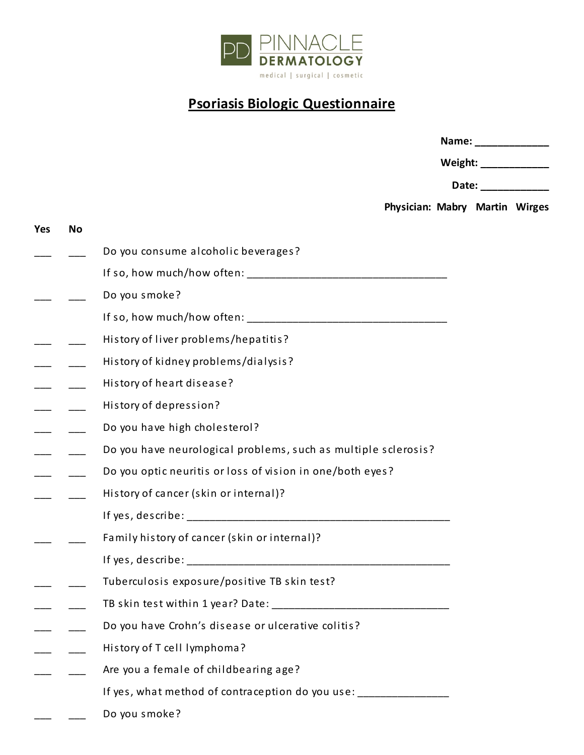PINNACLE DERMATOLOGY

medical | surgical | cosmetic

# Psoriasis Biologic Questionnaire

**Name:** _____________

**Weight:** ____________

**Date:** ____________

**Physician: Mabry Martin Wirges**

| Yes | No | |
|---|---|---|
| ___ | ___ | Do you consume alcoholic beverages? |
| | | If so, how much/how often: __________________________________ |
| ___ | ___ | Do you smoke? |
| | | If so, how much/how often: __________________________________ |
| ___ | ___ | History of liver problems/hepatitis? |
| ___ | ___ | History of kidney problems/dialysis? |
| ___ | ___ | History of heart disease? |
| ___ | ___ | History of depression? |
| ___ | ___ | Do you have high cholesterol? |
| ___ | ___ | Do you have neurological problems, such as multiple sclerosis? |
| ___ | ___ | Do you optic neuritis or loss of vision in one/both eyes? |
| ___ | ___ | History of cancer (skin or internal)? |
| | | If yes, describe: ______________________________________________ |
| ___ | ___ | Family history of cancer (skin or internal)? |
| | | If yes, describe: ______________________________________________ |
| ___ | ___ | Tuberculosis exposure/positive TB skin test? |
| ___ | ___ | TB skin test within 1 year? Date: ______________________________ |
| ___ | ___ | Do you have Crohn's disease or ulcerative colitis? |
| ___ | ___ | History of T cell lymphoma? |
| ___ | ___ | Are you a female of childbearing age? |
| | | If yes, what method of contraception do you use: _______________ |
| ___ | ___ | Do you smoke? |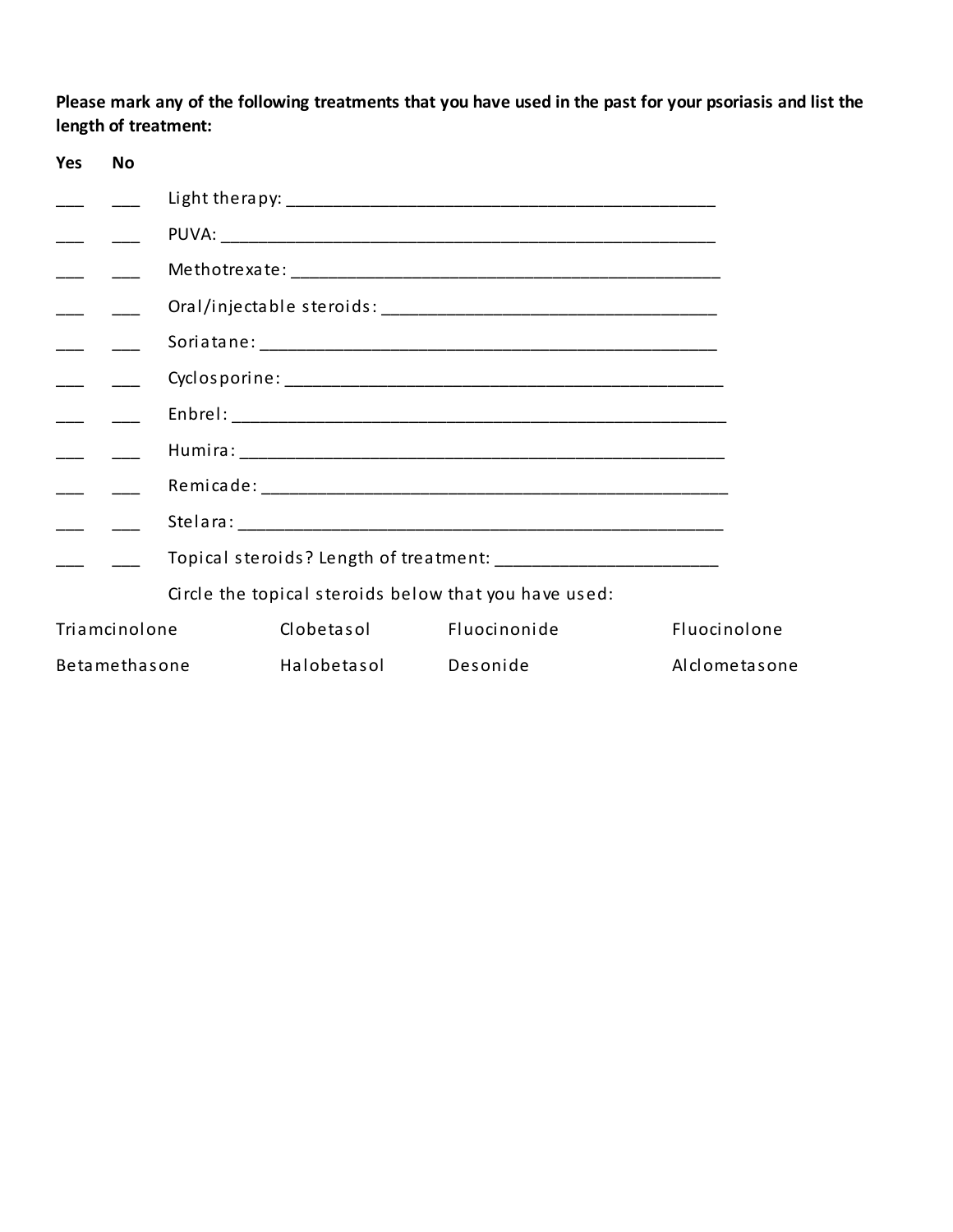**Please mark any of the following treatments that you have used in the past for your psoriasis and list the length of treatment:**

| Yes | No | |
|---|---|---|
| ___ | ___ | Light therapy: ______________________________________________ |
| ___ | ___ | PUVA: ___________________________________________________ |
| ___ | ___ | Methotrexate: ______________________________________________ |
| ___ | ___ | Oral/injectable steroids: ___________________________________ |
| ___ | ___ | Soriatane: _________________________________________________ |
| ___ | ___ | Cyclosporine: ______________________________________________ |
| ___ | ___ | Enbrel: ____________________________________________________ |
| ___ | ___ | Humira: ____________________________________________________ |
| ___ | ___ | Remicade: __________________________________________________ |
| ___ | ___ | Stelara: ___________________________________________________ |
| ___ | ___ | Topical steroids? Length of treatment: _______________________ |

Circle the topical steroids below that you have used:

| | | | |
|---|---|---|---|
| Triamcinolone | Clobetasol | Fluocinonide | Fluocinolone |
| Betamethasone | Halobetasol | Desonide | Alclometasone |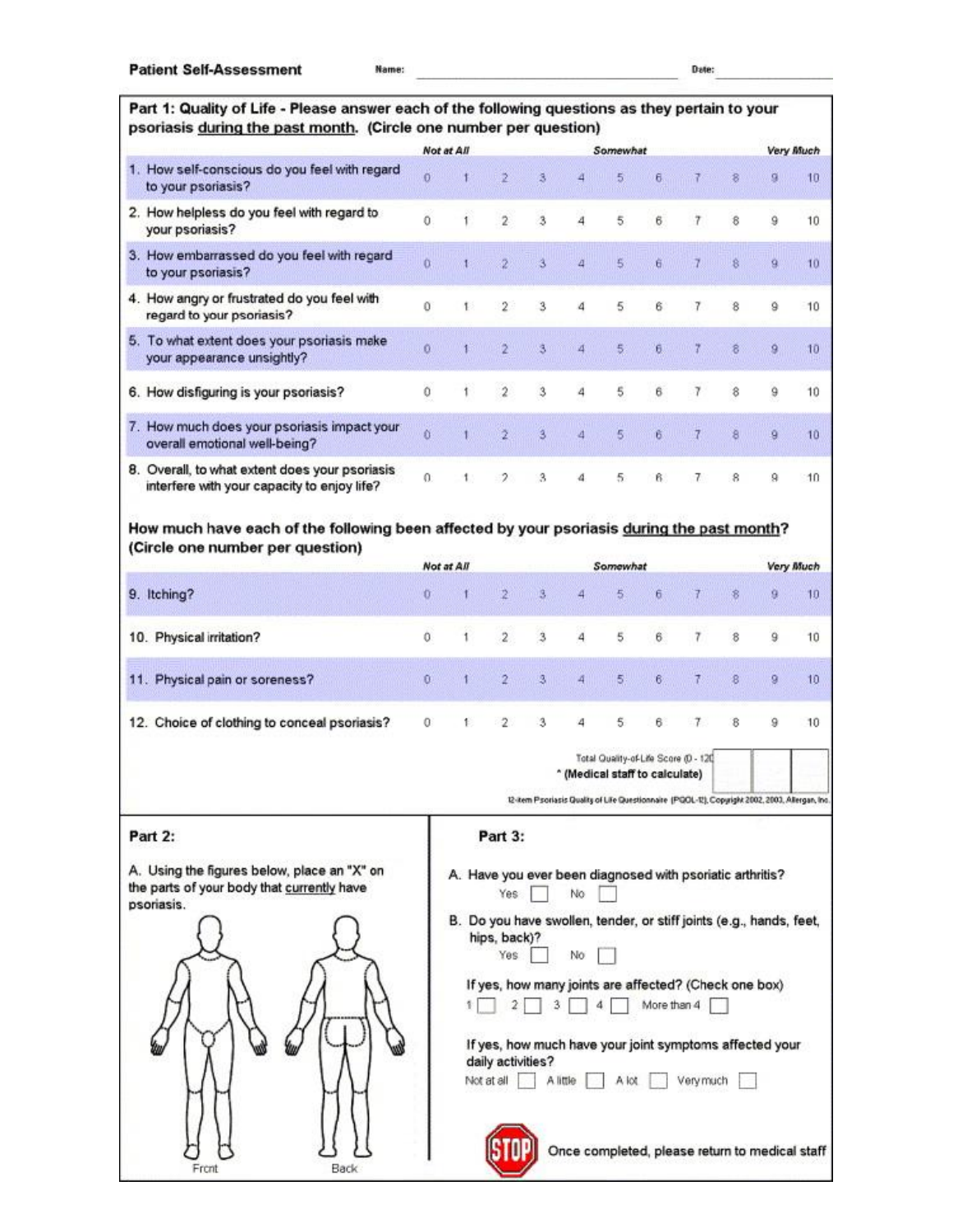**Patient Self-Assessment** Name: ______________________ Date: ____________

**Part 1: Quality of Life - Please answer each of the following questions as they pertain to your psoriasis during the past month. (Circle one number per question)**

| | *Not at All* | | | | | *Somewhat* | | | | | *Very Much* |
|---|---|---|---|---|---|---|---|---|---|---|---|
| 1. How self-conscious do you feel with regard to your psoriasis? | 0 | 1 | 2 | 3 | 4 | 5 | 6 | 7 | 8 | 9 | 10 |
| 2. How helpless do you feel with regard to your psoriasis? | 0 | 1 | 2 | 3 | 4 | 5 | 6 | 7 | 8 | 9 | 10 |
| 3. How embarrassed do you feel with regard to your psoriasis? | 0 | 1 | 2 | 3 | 4 | 5 | 6 | 7 | 8 | 9 | 10 |
| 4. How angry or frustrated do you feel with regard to your psoriasis? | 0 | 1 | 2 | 3 | 4 | 5 | 6 | 7 | 8 | 9 | 10 |
| 5. To what extent does your psoriasis make your appearance unsightly? | 0 | 1 | 2 | 3 | 4 | 5 | 6 | 7 | 8 | 9 | 10 |
| 6. How disfiguring is your psoriasis? | 0 | 1 | 2 | 3 | 4 | 5 | 6 | 7 | 8 | 9 | 10 |
| 7. How much does your psoriasis impact your overall emotional well-being? | 0 | 1 | 2 | 3 | 4 | 5 | 6 | 7 | 8 | 9 | 10 |
| 8. Overall, to what extent does your psoriasis interfere with your capacity to enjoy life? | 0 | 1 | 2 | 3 | 4 | 5 | 6 | 7 | 8 | 9 | 10 |

**How much have each of the following been affected by your psoriasis during the past month? (Circle one number per question)**

| | *Not at All* | | | | | *Somewhat* | | | | | *Very Much* |
|---|---|---|---|---|---|---|---|---|---|---|---|
| 9. Itching? | 0 | 1 | 2 | 3 | 4 | 5 | 6 | 7 | 8 | 9 | 10 |
| 10. Physical irritation? | 0 | 1 | 2 | 3 | 4 | 5 | 6 | 7 | 8 | 9 | 10 |
| 11. Physical pain or soreness? | 0 | 1 | 2 | 3 | 4 | 5 | 6 | 7 | 8 | 9 | 10 |
| 12. Choice of clothing to conceal psoriasis? | 0 | 1 | 2 | 3 | 4 | 5 | 6 | 7 | 8 | 9 | 10 |

Total Quality-of-Life Score (0 - 120) ☐☐☐
* (Medical staff to calculate)

12-item Psoriasis Quality of Life Questionnaire (PQOL-12), Copyright 2002, 2003, Allergan, Inc.

**Part 2:**

A. Using the figures below, place an "X" on the parts of your body that currently have psoriasis.

Front Back

**Part 3:**

A. Have you ever been diagnosed with psoriatic arthritis?
Yes ☐ No ☐

B. Do you have swollen, tender, or stiff joints (e.g., hands, feet, hips, back)?
Yes ☐ No ☐

If yes, how many joints are affected? (Check one box)
1 ☐ 2 ☐ 3 ☐ 4 ☐ More than 4 ☐

If yes, how much have your joint symptoms affected your daily activities?
Not at all ☐ A little ☐ A lot ☐ Very much ☐

STOP Once completed, please return to medical staff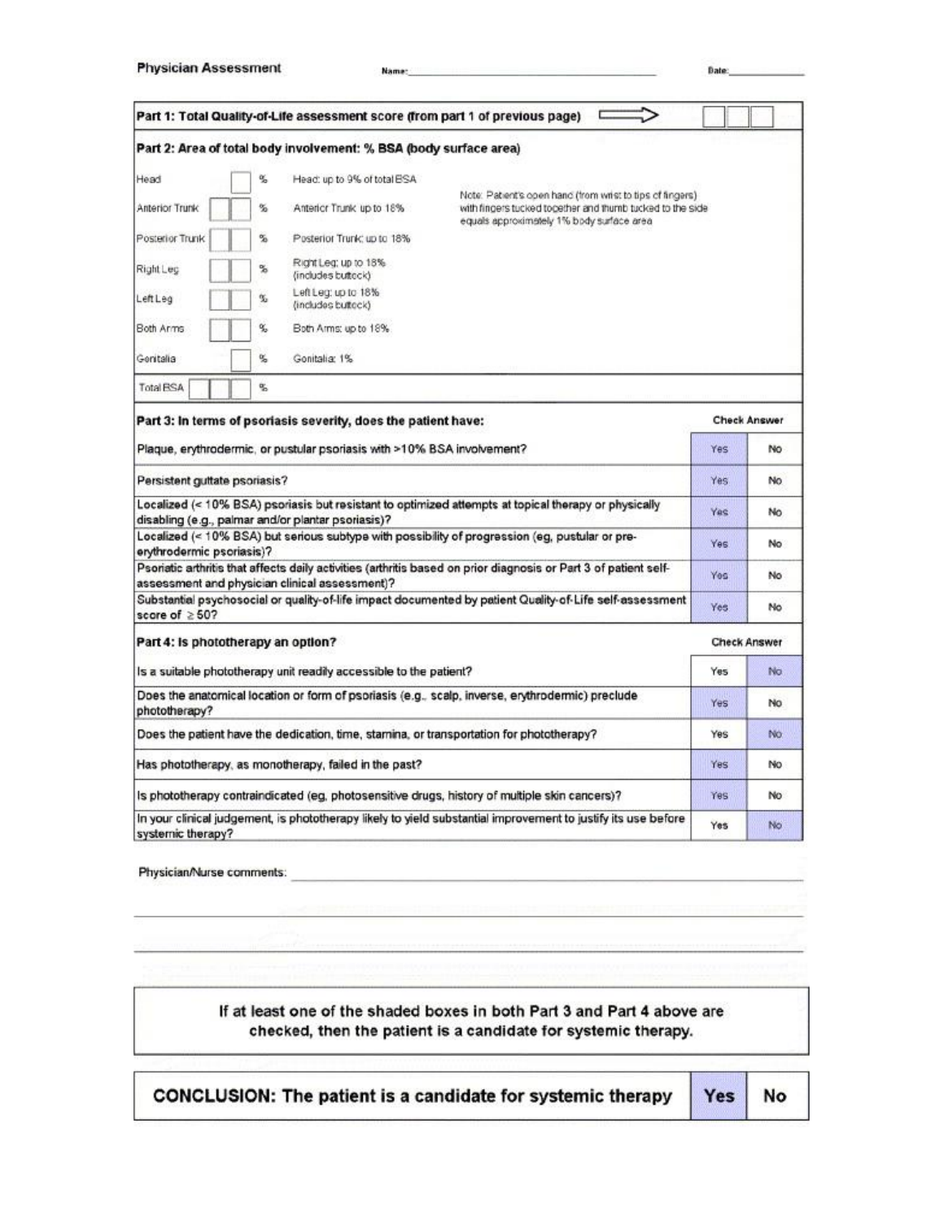**Physician Assessment** Name: \_\_\_\_\_\_\_\_\_\_\_\_\_\_\_\_\_\_\_\_ Date: \_\_\_\_\_\_\_\_\_\_

**Part 1: Total Quality-of-Life assessment score (from part 1 of previous page)** ⟹ [ ][ ][ ]

**Part 2: Area of total body involvement: % BSA (body surface area)**

| | | |
|---|---|---|
| Head | [ ] % | Head: up to 9% of total BSA |
| Anterior Trunk | [ ][ ] % | Anterior Trunk: up to 18% |
| Posterior Trunk | [ ][ ] % | Posterior Trunk: up to 18% |
| Right Leg | [ ][ ] % | Right Leg: up to 18% (includes buttock) |
| Left Leg | [ ][ ] % | Left Leg: up to 18% (includes buttock) |
| Both Arms | [ ][ ] % | Both Arms: up to 18% |
| Genitalia | [ ] % | Genitalia: 1% |
| Total BSA | [ ][ ][ ] % | |

Note: Patient's open hand (from wrist to tips of fingers) with fingers tucked together and thumb tucked to the side equals approximately 1% body surface area

| Part 3: In terms of psoriasis severity, does the patient have: | Check Answer | |
|---|---|---|
| Plaque, erythrodermic, or pustular psoriasis with >10% BSA involvement? | Yes | No |
| Persistent guttate psoriasis? | Yes | No |
| Localized (< 10% BSA) psoriasis but resistant to optimized attempts at topical therapy or physically disabling (e.g., palmar and/or plantar psoriasis)? | Yes | No |
| Localized (< 10% BSA) but serious subtype with possibility of progression (eg, pustular or pre-erythrodermic psoriasis)? | Yes | No |
| Psoriatic arthritis that affects daily activities (arthritis based on prior diagnosis or Part 3 of patient self-assessment and physician clinical assessment)? | Yes | No |
| Substantial psychosocial or quality-of-life impact documented by patient Quality-of-Life self-assessment score of ≥ 50? | Yes | No |

| Part 4: Is phototherapy an option? | Check Answer | |
|---|---|---|
| Is a suitable phototherapy unit readily accessible to the patient? | Yes | No |
| Does the anatomical location or form of psoriasis (e.g., scalp, inverse, erythrodermic) preclude phototherapy? | Yes | No |
| Does the patient have the dedication, time, stamina, or transportation for phototherapy? | Yes | No |
| Has phototherapy, as monotherapy, failed in the past? | Yes | No |
| Is phototherapy contraindicated (eg, photosensitive drugs, history of multiple skin cancers)? | Yes | No |
| In your clinical judgement, is phototherapy likely to yield substantial improvement to justify its use before systemic therapy? | Yes | No |

Physician/Nurse comments: \_\_\_\_\_\_\_\_\_\_\_\_\_\_\_\_\_\_\_\_\_\_\_\_\_\_\_\_\_\_

\_\_\_\_\_\_\_\_\_\_\_\_\_\_\_\_\_\_\_\_\_\_\_\_\_\_\_\_\_\_\_\_\_\_\_\_\_\_\_\_\_\_\_\_\_\_\_\_

\_\_\_\_\_\_\_\_\_\_\_\_\_\_\_\_\_\_\_\_\_\_\_\_\_\_\_\_\_\_\_\_\_\_\_\_\_\_\_\_\_\_\_\_\_\_\_\_

**If at least one of the shaded boxes in both Part 3 and Part 4 above are checked, then the patient is a candidate for systemic therapy.**

| **CONCLUSION: The patient is a candidate for systemic therapy** | **Yes** | **No** |
|---|---|---|